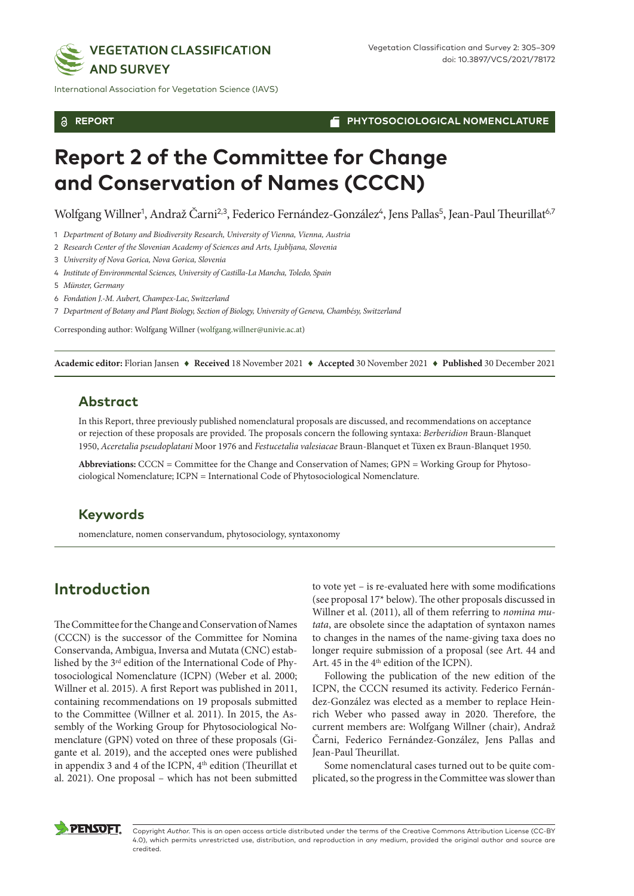REPORT

PHYTOSOCIOLOGICAL NOMENCLATURE

# Report 2 of the Committee for Change and Conservation of Names (CCCN)

Wolfgang Willner[1], Andraž Čarni[2,3], Federico Fernández-González[4], Jens Pallas[5], Jean-Paul Theurillat[6,7]

1 *Department of Botany and Biodiversity Research, University of Vienna, Vienna, Austria*

2 *Research Center of the Slovenian Academy of Sciences and Arts, Ljubljana, Slovenia*

3 *University of Nova Gorica, Nova Gorica, Slovenia*

4 *Institute of Environmental Sciences, University of Castilla-La Mancha, Toledo, Spain*

5 *Münster, Germany*

6 *Fondation J.-M. Aubert, Champex-Lac, Switzerland*

7 *Department of Botany and Plant Biology, Section of Biology, University of Geneva, Chambésy, Switzerland*

Corresponding author: Wolfgang Willner (wolfgang.willner@univie.ac.at)

**Academic editor:** Florian Jansen ♦ **Received** 18 November 2021 ♦ **Accepted** 30 November 2021 ♦ **Published** 30 December 2021

## Abstract

In this Report, three previously published nomenclatural proposals are discussed, and recommendations on acceptance or rejection of these proposals are provided. The proposals concern the following syntaxa: *Berberidion* Braun-Blanquet 1950, *Aceretalia pseudoplatani* Moor 1976 and *Festucetalia valesiacae* Braun-Blanquet et Tüxen ex Braun-Blanquet 1950.

**Abbreviations:** CCCN = Committee for the Change and Conservation of Names; GPN = Working Group for Phytosociological Nomenclature; ICPN = International Code of Phytosociological Nomenclature.

## Keywords

nomenclature, nomen conservandum, phytosociology, syntaxonomy

## Introduction

The Committee for the Change and Conservation of Names (CCCN) is the successor of the Committee for Nomina Conservanda, Ambigua, Inversa and Mutata (CNC) established by the 3[rd] edition of the International Code of Phytosociological Nomenclature (ICPN) (Weber et al. 2000; Willner et al. 2015). A first Report was published in 2011, containing recommendations on 19 proposals submitted to the Committee (Willner et al. 2011). In 2015, the Assembly of the Working Group for Phytosociological Nomenclature (GPN) voted on three of these proposals (Gigante et al. 2019), and the accepted ones were published in appendix 3 and 4 of the ICPN, 4[th] edition (Theurillat et al. 2021). One proposal – which has not been submitted to vote yet – is re-evaluated here with some modifications (see proposal 17* below). The other proposals discussed in Willner et al. (2011), all of them referring to *nomina mutata*, are obsolete since the adaptation of syntaxon names to changes in the names of the name-giving taxa does no longer require submission of a proposal (see Art. 44 and Art. 45 in the 4[th] edition of the ICPN).

Following the publication of the new edition of the ICPN, the CCCN resumed its activity. Federico Fernández-González was elected as a member to replace Heinrich Weber who passed away in 2020. Therefore, the current members are: Wolfgang Willner (chair), Andraž Čarni, Federico Fernández-González, Jens Pallas and Jean-Paul Theurillat.

Some nomenclatural cases turned out to be quite complicated, so the progress in the Committee was slower than

Copyright *Author*. This is an open access article distributed under the terms of the Creative Commons Attribution License (CC-BY 4.0), which permits unrestricted use, distribution, and reproduction in any medium, provided the original author and source are credited.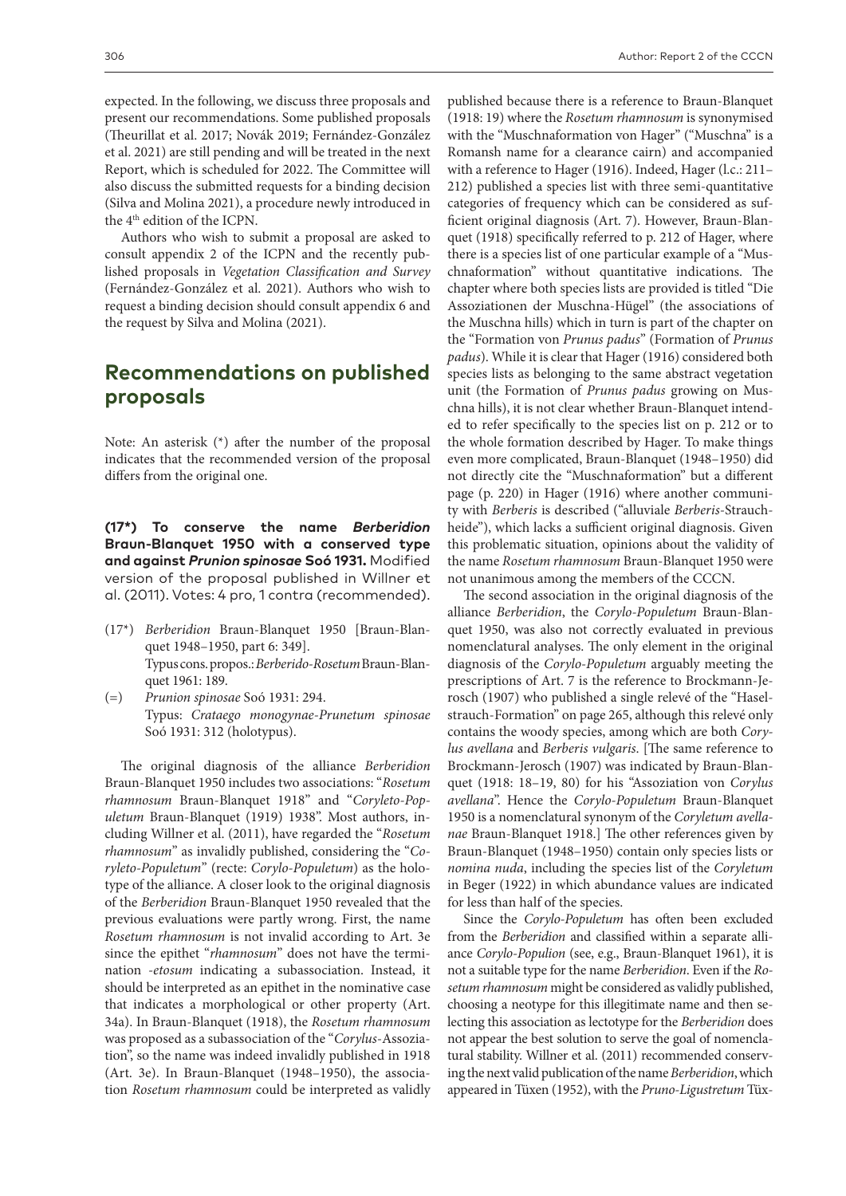expected. In the following, we discuss three proposals and present our recommendations. Some published proposals (Theurillat et al. 2017; Novák 2019; Fernández-González et al. 2021) are still pending and will be treated in the next Report, which is scheduled for 2022. The Committee will also discuss the submitted requests for a binding decision (Silva and Molina 2021), a procedure newly introduced in the 4th edition of the ICPN.

Authors who wish to submit a proposal are asked to consult appendix 2 of the ICPN and the recently published proposals in *Vegetation Classification and Survey* (Fernández-González et al. 2021). Authors who wish to request a binding decision should consult appendix 6 and the request by Silva and Molina (2021).

## Recommendations on published proposals

Note: An asterisk (*) after the number of the proposal indicates that the recommended version of the proposal differs from the original one.

**(17*) To conserve the name *Berberidion* Braun-Blanquet 1950 with a conserved type and against *Prunion spinosae* Soó 1931.** Modified version of the proposal published in Willner et al. (2011). Votes: 4 pro, 1 contra (recommended).

(17*) *Berberidion* Braun-Blanquet 1950 [Braun-Blanquet 1948–1950, part 6: 349].
Typus cons. propos.: *Berberido-Rosetum* Braun-Blanquet 1961: 189.

(=) *Prunion spinosae* Soó 1931: 294.
Typus: *Crataego monogynae-Prunetum spinosae* Soó 1931: 312 (holotypus).

The original diagnosis of the alliance *Berberidion* Braun-Blanquet 1950 includes two associations: "*Rosetum rhamnosum* Braun-Blanquet 1918" and "*Coryleto-Populetum* Braun-Blanquet (1919) 1938". Most authors, including Willner et al. (2011), have regarded the "*Rosetum rhamnosum*" as invalidly published, considering the "*Coryleto-Populetum*" (recte: *Corylo-Populetum*) as the holotype of the alliance. A closer look to the original diagnosis of the *Berberidion* Braun-Blanquet 1950 revealed that the previous evaluations were partly wrong. First, the name *Rosetum rhamnosum* is not invalid according to Art. 3e since the epithet "*rhamnosum*" does not have the termination *-etosum* indicating a subassociation. Instead, it should be interpreted as an epithet in the nominative case that indicates a morphological or other property (Art. 34a). In Braun-Blanquet (1918), the *Rosetum rhamnosum* was proposed as a subassociation of the "*Corylus*-Assoziation", so the name was indeed invalidly published in 1918 (Art. 3e). In Braun-Blanquet (1948–1950), the association *Rosetum rhamnosum* could be interpreted as validly published because there is a reference to Braun-Blanquet (1918: 19) where the *Rosetum rhamnosum* is synonymised with the "Muschnaformation von Hager" ("Muschna" is a Romansh name for a clearance cairn) and accompanied with a reference to Hager (1916). Indeed, Hager (l.c.: 211–212) published a species list with three semi-quantitative categories of frequency which can be considered as sufficient original diagnosis (Art. 7). However, Braun-Blanquet (1918) specifically referred to p. 212 of Hager, where there is a species list of one particular example of a "Muschnaformation" without quantitative indications. The chapter where both species lists are provided is titled "Die Assoziationen der Muschna-Hügel" (the associations of the Muschna hills) which in turn is part of the chapter on the "Formation von *Prunus padus*" (Formation of *Prunus padus*). While it is clear that Hager (1916) considered both species lists as belonging to the same abstract vegetation unit (the Formation of *Prunus padus* growing on Muschna hills), it is not clear whether Braun-Blanquet intended to refer specifically to the species list on p. 212 or to the whole formation described by Hager. To make things even more complicated, Braun-Blanquet (1948–1950) did not directly cite the "Muschnaformation" but a different page (p. 220) in Hager (1916) where another community with *Berberis* is described ("alluviale *Berberis*-Strauchheide"), which lacks a sufficient original diagnosis. Given this problematic situation, opinions about the validity of the name *Rosetum rhamnosum* Braun-Blanquet 1950 were not unanimous among the members of the CCCN.

The second association in the original diagnosis of the alliance *Berberidion*, the *Corylo-Populetum* Braun-Blanquet 1950, was also not correctly evaluated in previous nomenclatural analyses. The only element in the original diagnosis of the *Corylo-Populetum* arguably meeting the prescriptions of Art. 7 is the reference to Brockmann-Jerosch (1907) who published a single relevé of the "Haselstrauch-Formation" on page 265, although this relevé only contains the woody species, among which are both *Corylus avellana* and *Berberis vulgaris*. [The same reference to Brockmann-Jerosch (1907) was indicated by Braun-Blanquet (1918: 18–19, 80) for his "Assoziation von *Corylus avellana*". Hence the *Corylo-Populetum* Braun-Blanquet 1950 is a nomenclatural synonym of the *Coryletum avellanae* Braun-Blanquet 1918.] The other references given by Braun-Blanquet (1948–1950) contain only species lists or *nomina nuda*, including the species list of the *Coryletum* in Beger (1922) in which abundance values are indicated for less than half of the species.

Since the *Corylo-Populetum* has often been excluded from the *Berberidion* and classified within a separate alliance *Corylo-Populion* (see, e.g., Braun-Blanquet 1961), it is not a suitable type for the name *Berberidion*. Even if the *Rosetum rhamnosum* might be considered as validly published, choosing a neotype for this illegitimate name and then selecting this association as lectotype for the *Berberidion* does not appear the best solution to serve the goal of nomenclatural stability. Willner et al. (2011) recommended conserving the next valid publication of the name *Berberidion*, which appeared in Tüxen (1952), with the *Pruno-Ligustretum* Tüx-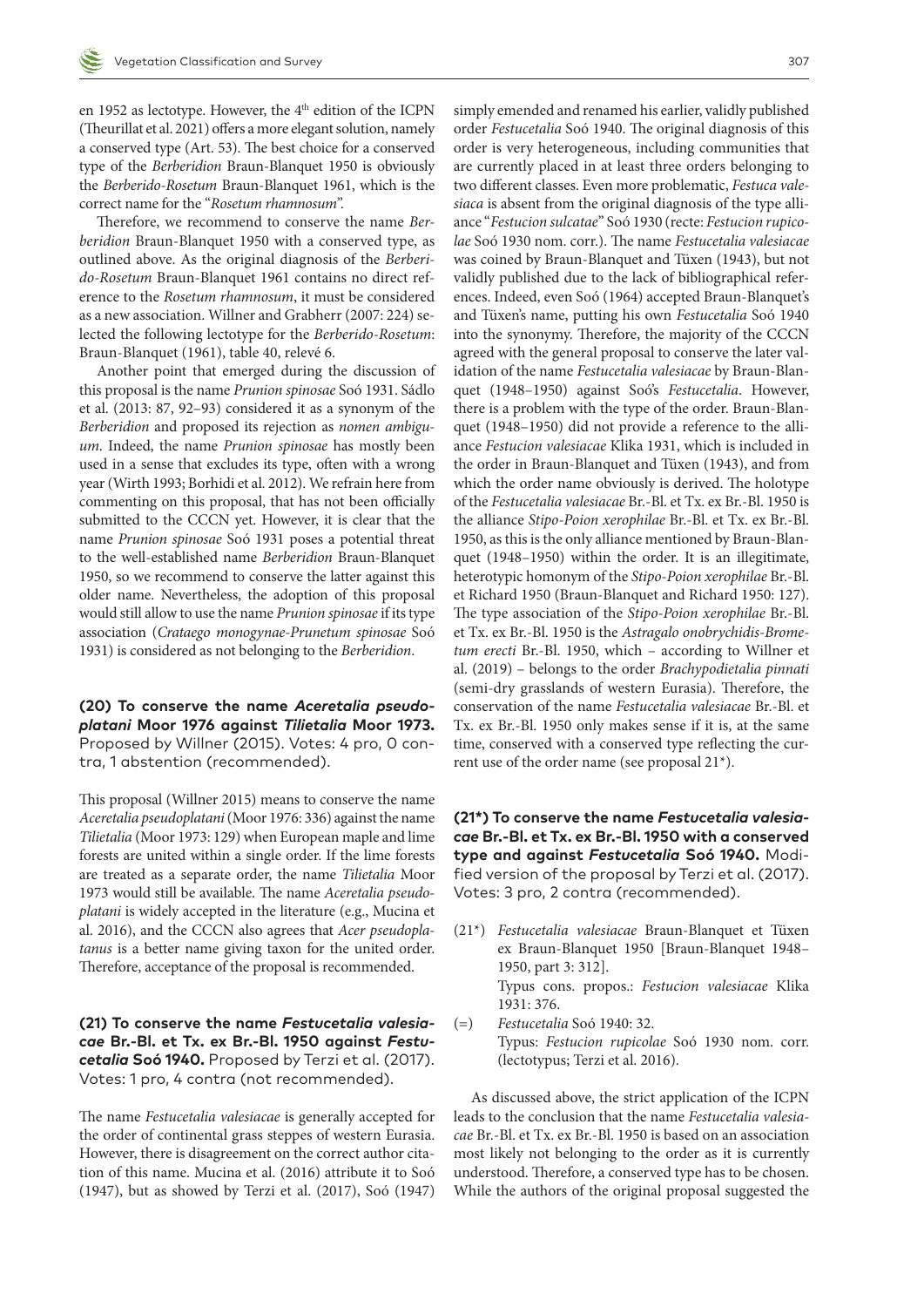en 1952 as lectotype. However, the 4th edition of the ICPN (Theurillat et al. 2021) offers a more elegant solution, namely a conserved type (Art. 53). The best choice for a conserved type of the *Berberidion* Braun-Blanquet 1950 is obviously the *Berberido-Rosetum* Braun-Blanquet 1961, which is the correct name for the "*Rosetum rhamnosum*".

Therefore, we recommend to conserve the name *Berberidion* Braun-Blanquet 1950 with a conserved type, as outlined above. As the original diagnosis of the *Berberido-Rosetum* Braun-Blanquet 1961 contains no direct reference to the *Rosetum rhamnosum*, it must be considered as a new association. Willner and Grabherr (2007: 224) selected the following lectotype for the *Berberido-Rosetum*: Braun-Blanquet (1961), table 40, relevé 6.

Another point that emerged during the discussion of this proposal is the name *Prunion spinosae* Soó 1931. Sádlo et al. (2013: 87, 92–93) considered it as a synonym of the *Berberidion* and proposed its rejection as *nomen ambiguum*. Indeed, the name *Prunion spinosae* has mostly been used in a sense that excludes its type, often with a wrong year (Wirth 1993; Borhidi et al. 2012). We refrain here from commenting on this proposal, that has not been officially submitted to the CCCN yet. However, it is clear that the name *Prunion spinosae* Soó 1931 poses a potential threat to the well-established name *Berberidion* Braun-Blanquet 1950, so we recommend to conserve the latter against this older name. Nevertheless, the adoption of this proposal would still allow to use the name *Prunion spinosae* if its type association (*Crataego monogynae-Prunetum spinosae* Soó 1931) is considered as not belonging to the *Berberidion*.

**(20) To conserve the name *Aceretalia pseudoplatani* Moor 1976 against *Tilietalia* Moor 1973.** Proposed by Willner (2015). Votes: 4 pro, 0 contra, 1 abstention (recommended).

This proposal (Willner 2015) means to conserve the name *Aceretalia pseudoplatani* (Moor 1976: 336) against the name *Tilietalia* (Moor 1973: 129) when European maple and lime forests are united within a single order. If the lime forests are treated as a separate order, the name *Tilietalia* Moor 1973 would still be available. The name *Aceretalia pseudoplatani* is widely accepted in the literature (e.g., Mucina et al. 2016), and the CCCN also agrees that *Acer pseudoplatanus* is a better name giving taxon for the united order. Therefore, acceptance of the proposal is recommended.

**(21) To conserve the name *Festucetalia valesiacae* Br.-Bl. et Tx. ex Br.-Bl. 1950 against *Festucetalia* Soó 1940.** Proposed by Terzi et al. (2017). Votes: 1 pro, 4 contra (not recommended).

The name *Festucetalia valesiacae* is generally accepted for the order of continental grass steppes of western Eurasia. However, there is disagreement on the correct author citation of this name. Mucina et al. (2016) attribute it to Soó (1947), but as showed by Terzi et al. (2017), Soó (1947) simply emended and renamed his earlier, validly published order *Festucetalia* Soó 1940. The original diagnosis of this order is very heterogeneous, including communities that are currently placed in at least three orders belonging to two different classes. Even more problematic, *Festuca valesiaca* is absent from the original diagnosis of the type alliance "*Festucion sulcatae*" Soó 1930 (recte: *Festucion rupicolae* Soó 1930 nom. corr.). The name *Festucetalia valesiacae* was coined by Braun-Blanquet and Tüxen (1943), but not validly published due to the lack of bibliographical references. Indeed, even Soó (1964) accepted Braun-Blanquet's and Tüxen's name, putting his own *Festucetalia* Soó 1940 into the synonymy. Therefore, the majority of the CCCN agreed with the general proposal to conserve the later validation of the name *Festucetalia valesiacae* by Braun-Blanquet (1948–1950) against Soó's *Festucetalia*. However, there is a problem with the type of the order. Braun-Blanquet (1948–1950) did not provide a reference to the alliance *Festucion valesiacae* Klika 1931, which is included in the order in Braun-Blanquet and Tüxen (1943), and from which the order name obviously is derived. The holotype of the *Festucetalia valesiacae* Br.-Bl. et Tx. ex Br.-Bl. 1950 is the alliance *Stipo-Poion xerophilae* Br.-Bl. et Tx. ex Br.-Bl. 1950, as this is the only alliance mentioned by Braun-Blanquet (1948–1950) within the order. It is an illegitimate, heterotypic homonym of the *Stipo-Poion xerophilae* Br.-Bl. et Richard 1950 (Braun-Blanquet and Richard 1950: 127). The type association of the *Stipo-Poion xerophilae* Br.-Bl. et Tx. ex Br.-Bl. 1950 is the *Astragalo onobrychidis-Brometum erecti* Br.-Bl. 1950, which – according to Willner et al. (2019) – belongs to the order *Brachypodietalia pinnati* (semi-dry grasslands of western Eurasia). Therefore, the conservation of the name *Festucetalia valesiacae* Br.-Bl. et Tx. ex Br.-Bl. 1950 only makes sense if it is, at the same time, conserved with a conserved type reflecting the current use of the order name (see proposal 21*).

**(21*) To conserve the name *Festucetalia valesiacae* Br.-Bl. et Tx. ex Br.-Bl. 1950 with a conserved type and against *Festucetalia* Soó 1940.** Modified version of the proposal by Terzi et al. (2017). Votes: 3 pro, 2 contra (recommended).

(21*) *Festucetalia valesiacae* Braun-Blanquet et Tüxen ex Braun-Blanquet 1950 [Braun-Blanquet 1948–1950, part 3: 312].
Typus cons. propos.: *Festucion valesiacae* Klika 1931: 376.

(=) *Festucetalia* Soó 1940: 32.
Typus: *Festucion rupicolae* Soó 1930 nom. corr. (lectotypus; Terzi et al. 2016).

As discussed above, the strict application of the ICPN leads to the conclusion that the name *Festucetalia valesiacae* Br.-Bl. et Tx. ex Br.-Bl. 1950 is based on an association most likely not belonging to the order as it is currently understood. Therefore, a conserved type has to be chosen. While the authors of the original proposal suggested the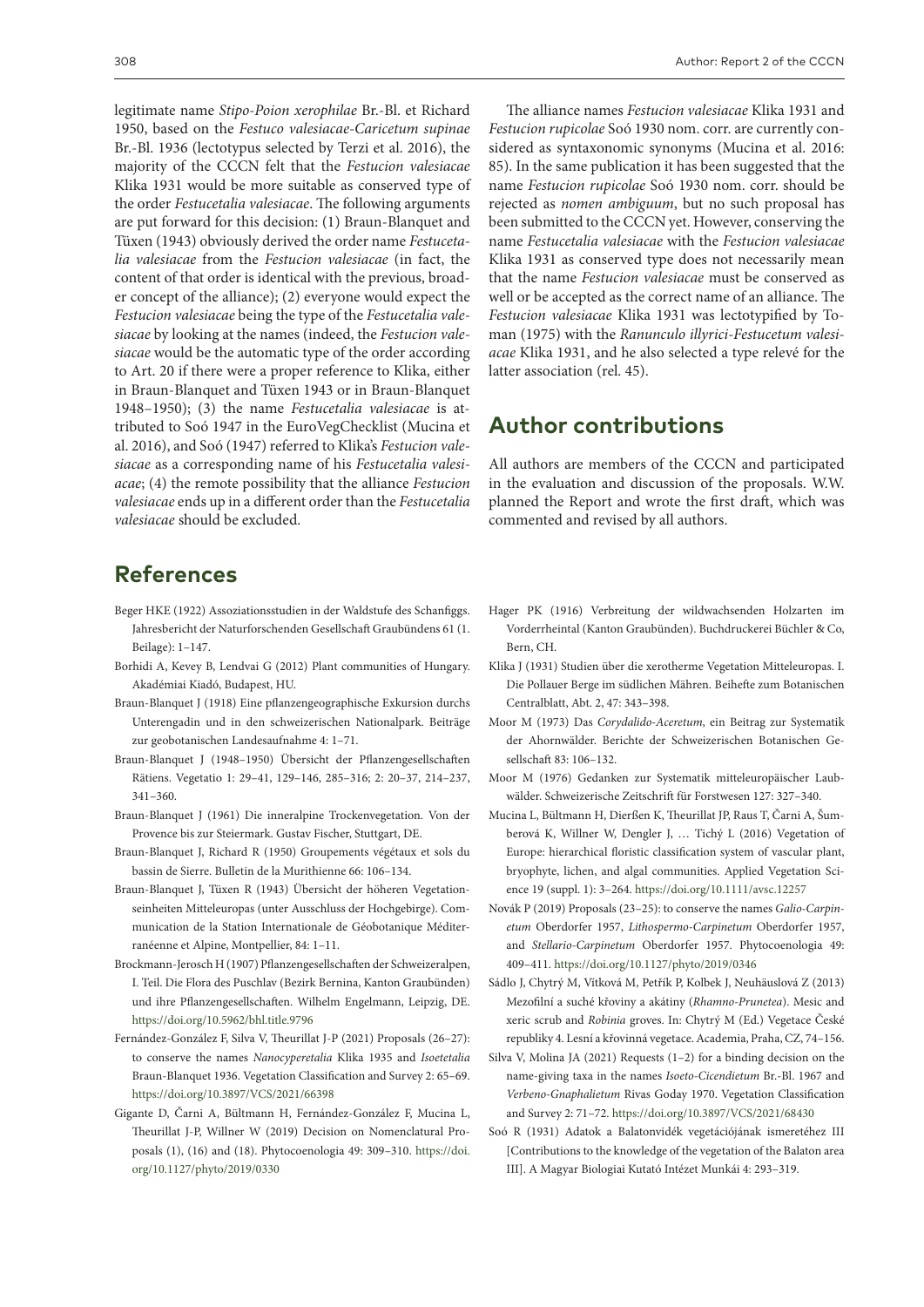legitimate name *Stipo-Poion xerophilae* Br.-Bl. et Richard 1950, based on the *Festuco valesiacae-Caricetum supinae* Br.-Bl. 1936 (lectotypus selected by Terzi et al. 2016), the majority of the CCCN felt that the *Festucion valesiacae* Klika 1931 would be more suitable as conserved type of the order *Festucetalia valesiacae*. The following arguments are put forward for this decision: (1) Braun-Blanquet and Tüxen (1943) obviously derived the order name *Festucetalia valesiacae* from the *Festucion valesiacae* (in fact, the content of that order is identical with the previous, broader concept of the alliance); (2) everyone would expect the *Festucion valesiacae* being the type of the *Festucetalia valesiacae* by looking at the names (indeed, the *Festucion valesiacae* would be the automatic type of the order according to Art. 20 if there were a proper reference to Klika, either in Braun-Blanquet and Tüxen 1943 or in Braun-Blanquet 1948–1950); (3) the name *Festucetalia valesiacae* is attributed to Soó 1947 in the EuroVegChecklist (Mucina et al. 2016), and Soó (1947) referred to Klika's *Festucion valesiacae* as a corresponding name of his *Festucetalia valesiacae*; (4) the remote possibility that the alliance *Festucion valesiacae* ends up in a different order than the *Festucetalia valesiacae* should be excluded.

The alliance names *Festucion valesiacae* Klika 1931 and *Festucion rupicolae* Soó 1930 nom. corr. are currently considered as syntaxonomic synonyms (Mucina et al. 2016: 85). In the same publication it has been suggested that the name *Festucion rupicolae* Soó 1930 nom. corr. should be rejected as *nomen ambiguum*, but no such proposal has been submitted to the CCCN yet. However, conserving the name *Festucetalia valesiacae* with the *Festucion valesiacae* Klika 1931 as conserved type does not necessarily mean that the name *Festucion valesiacae* must be conserved as well or be accepted as the correct name of an alliance. The *Festucion valesiacae* Klika 1931 was lectotypified by Toman (1975) with the *Ranunculo illyrici-Festucetum valesiacae* Klika 1931, and he also selected a type relevé for the latter association (rel. 45).

## Author contributions

All authors are members of the CCCN and participated in the evaluation and discussion of the proposals. W.W. planned the Report and wrote the first draft, which was commented and revised by all authors.

## References

Beger HKE (1922) Assoziationsstudien in der Waldstufe des Schanfiggs. Jahresbericht der Naturforschenden Gesellschaft Graubündens 61 (1. Beilage): 1–147.

Borhidi A, Kevey B, Lendvai G (2012) Plant communities of Hungary. Akadémiai Kiadó, Budapest, HU.

Braun-Blanquet J (1918) Eine pflanzengeographische Exkursion durchs Unterengadin und in den schweizerischen Nationalpark. Beiträge zur geobotanischen Landesaufnahme 4: 1–71.

Braun-Blanquet J (1948–1950) Übersicht der Pflanzengesellschaften Rätiens. Vegetatio 1: 29–41, 129–146, 285–316; 2: 20–37, 214–237, 341–360.

Braun-Blanquet J (1961) Die inneralpine Trockenvegetation. Von der Provence bis zur Steiermark. Gustav Fischer, Stuttgart, DE.

Braun-Blanquet J, Richard R (1950) Groupements végétaux et sols du bassin de Sierre. Bulletin de la Murithienne 66: 106–134.

Braun-Blanquet J, Tüxen R (1943) Übersicht der höheren Vegetationseinheiten Mitteleuropas (unter Ausschluss der Hochgebirge). Communication de la Station Internationale de Géobotanique Méditerranéenne et Alpine, Montpellier, 84: 1–11.

Brockmann-Jerosch H (1907) Pflanzengesellschaften der Schweizeralpen, I. Teil. Die Flora des Puschlav (Bezirk Bernina, Kanton Graubünden) und ihre Pflanzengesellschaften. Wilhelm Engelmann, Leipzig, DE. https://doi.org/10.5962/bhl.title.9796

Fernández-González F, Silva V, Theurillat J-P (2021) Proposals (26–27): to conserve the names *Nanocyperetalia* Klika 1935 and *Isoetetalia* Braun-Blanquet 1936. Vegetation Classification and Survey 2: 65–69. https://doi.org/10.3897/VCS/2021/66398

Gigante D, Čarni A, Bültmann H, Fernández-González F, Mucina L, Theurillat J-P, Willner W (2019) Decision on Nomenclatural Proposals (1), (16) and (18). Phytocoenologia 49: 309–310. https://doi.org/10.1127/phyto/2019/0330

Hager PK (1916) Verbreitung der wildwachsenden Holzarten im Vorderrheintal (Kanton Graubünden). Buchdruckerei Büchler & Co, Bern, CH.

Klika J (1931) Studien über die xerotherme Vegetation Mitteleuropas. I. Die Pollauer Berge im südlichen Mähren. Beihefte zum Botanischen Centralblatt, Abt. 2, 47: 343–398.

Moor M (1973) Das *Corydalido-Aceretum*, ein Beitrag zur Systematik der Ahornwälder. Berichte der Schweizerischen Botanischen Gesellschaft 83: 106–132.

Moor M (1976) Gedanken zur Systematik mitteleuropäischer Laubwälder. Schweizerische Zeitschrift für Forstwesen 127: 327–340.

Mucina L, Bültmann H, Dierßen K, Theurillat JP, Raus T, Čarni A, Šumberová K, Willner W, Dengler J, … Tichý L (2016) Vegetation of Europe: hierarchical floristic classification system of vascular plant, bryophyte, lichen, and algal communities. Applied Vegetation Science 19 (suppl. 1): 3–264. https://doi.org/10.1111/avsc.12257

Novák P (2019) Proposals (23–25): to conserve the names *Galio-Carpinetum* Oberdorfer 1957, *Lithospermo-Carpinetum* Oberdorfer 1957, and *Stellario-Carpinetum* Oberdorfer 1957. Phytocoenologia 49: 409–411. https://doi.org/10.1127/phyto/2019/0346

Sádlo J, Chytrý M, Vítková M, Petřík P, Kolbek J, Neuhäuslová Z (2013) Mezofilní a suché křoviny a akátiny (*Rhamno-Prunetea*). Mesic and xeric scrub and *Robinia* groves. In: Chytrý M (Ed.) Vegetace České republiky 4. Lesní a křovinná vegetace. Academia, Praha, CZ, 74–156.

Silva V, Molina JA (2021) Requests (1–2) for a binding decision on the name-giving taxa in the names *Isoeto-Cicendietum* Br.-Bl. 1967 and *Verbeno-Gnaphalietum* Rivas Goday 1970. Vegetation Classification and Survey 2: 71–72. https://doi.org/10.3897/VCS/2021/68430

Soó R (1931) Adatok a Balatonvidék vegetációjának ismeretéhez III [Contributions to the knowledge of the vegetation of the Balaton area III]. A Magyar Biologiai Kutató Intézet Munkái 4: 293–319.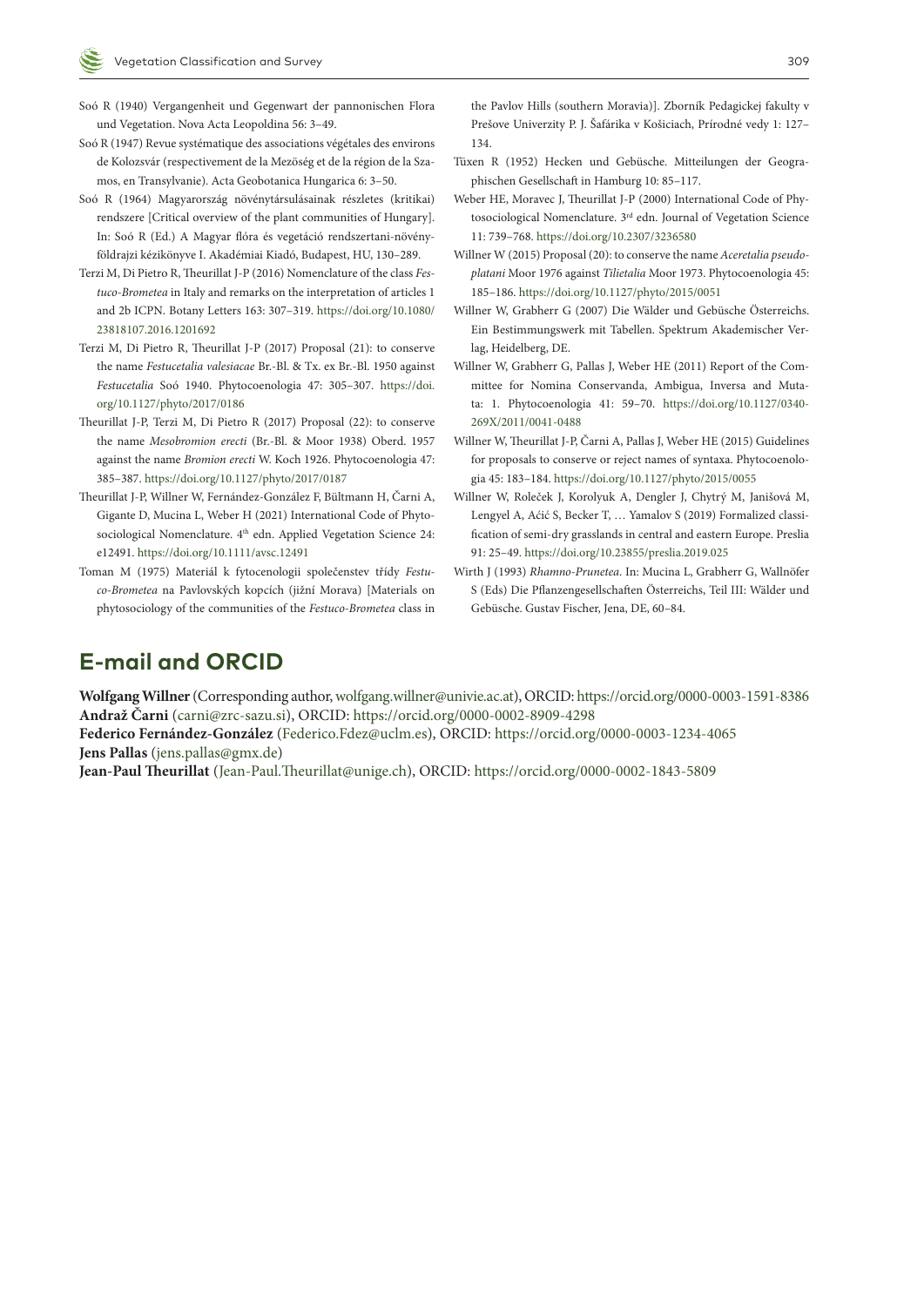Soó R (1940) Vergangenheit und Gegenwart der pannonischen Flora und Vegetation. Nova Acta Leopoldina 56: 3–49.

Soó R (1947) Revue systématique des associations végétales des environs de Kolozsvár (respectivement de la Mezöség et de la région de la Szamos, en Transylvanie). Acta Geobotanica Hungarica 6: 3–50.

Soó R (1964) Magyarország növénytársulásainak részletes (kritikai) rendszere [Critical overview of the plant communities of Hungary]. In: Soó R (Ed.) A Magyar flóra és vegetáció rendszertani-növényföldrajzi kézikönyve I. Akadémiai Kiadó, Budapest, HU, 130–289.

Terzi M, Di Pietro R, Theurillat J-P (2016) Nomenclature of the class *Festuco-Brometea* in Italy and remarks on the interpretation of articles 1 and 2b ICPN. Botany Letters 163: 307–319. https://doi.org/10.1080/23818107.2016.1201692

Terzi M, Di Pietro R, Theurillat J-P (2017) Proposal (21): to conserve the name *Festucetalia valesiacae* Br.-Bl. & Tx. ex Br.-Bl. 1950 against *Festucetalia* Soó 1940. Phytocoenologia 47: 305–307. https://doi.org/10.1127/phyto/2017/0186

Theurillat J-P, Terzi M, Di Pietro R (2017) Proposal (22): to conserve the name *Mesobromion erecti* (Br.-Bl. & Moor 1938) Oberd. 1957 against the name *Bromion erecti* W. Koch 1926. Phytocoenologia 47: 385–387. https://doi.org/10.1127/phyto/2017/0187

Theurillat J-P, Willner W, Fernández-González F, Bültmann H, Čarni A, Gigante D, Mucina L, Weber H (2021) International Code of Phytosociological Nomenclature. 4th edn. Applied Vegetation Science 24: e12491. https://doi.org/10.1111/avsc.12491

Toman M (1975) Materiál k fytocenologii společenstev třídy *Festuco-Brometea* na Pavlovských kopcích (jižní Morava) [Materials on phytosociology of the communities of the *Festuco-Brometea* class in the Pavlov Hills (southern Moravia)]. Zborník Pedagickej fakulty v Prešove Univerzity P. J. Šafárika v Košiciach, Prírodné vedy 1: 127–134.

Tüxen R (1952) Hecken und Gebüsche. Mitteilungen der Geographischen Gesellschaft in Hamburg 10: 85–117.

Weber HE, Moravec J, Theurillat J-P (2000) International Code of Phytosociological Nomenclature. 3rd edn. Journal of Vegetation Science 11: 739–768. https://doi.org/10.2307/3236580

Willner W (2015) Proposal (20): to conserve the name *Aceretalia pseudoplatani* Moor 1976 against *Tilietalia* Moor 1973. Phytocoenologia 45: 185–186. https://doi.org/10.1127/phyto/2015/0051

Willner W, Grabherr G (2007) Die Wälder und Gebüsche Österreichs. Ein Bestimmungswerk mit Tabellen. Spektrum Akademischer Verlag, Heidelberg, DE.

Willner W, Grabherr G, Pallas J, Weber HE (2011) Report of the Committee for Nomina Conservanda, Ambigua, Inversa and Mutata: 1. Phytocoenologia 41: 59–70. https://doi.org/10.1127/0340-269X/2011/0041-0488

Willner W, Theurillat J-P, Čarni A, Pallas J, Weber HE (2015) Guidelines for proposals to conserve or reject names of syntaxa. Phytocoenologia 45: 183–184. https://doi.org/10.1127/phyto/2015/0055

Willner W, Roleček J, Korolyuk A, Dengler J, Chytrý M, Janišová M, Lengyel A, Aćić S, Becker T, … Yamalov S (2019) Formalized classification of semi-dry grasslands in central and eastern Europe. Preslia 91: 25–49. https://doi.org/10.23855/preslia.2019.025

Wirth J (1993) *Rhamno-Prunetea*. In: Mucina L, Grabherr G, Wallnöfer S (Eds) Die Pflanzengesellschaften Österreichs, Teil III: Wälder und Gebüsche. Gustav Fischer, Jena, DE, 60–84.

## E-mail and ORCID

**Wolfgang Willner** (Corresponding author, wolfgang.willner@univie.ac.at), ORCID: https://orcid.org/0000-0003-1591-8386
**Andraž Čarni** (carni@zrc-sazu.si), ORCID: https://orcid.org/0000-0002-8909-4298
**Federico Fernández-González** (Federico.Fdez@uclm.es), ORCID: https://orcid.org/0000-0003-1234-4065
**Jens Pallas** (jens.pallas@gmx.de)
**Jean-Paul Theurillat** (Jean-Paul.Theurillat@unige.ch), ORCID: https://orcid.org/0000-0002-1843-5809